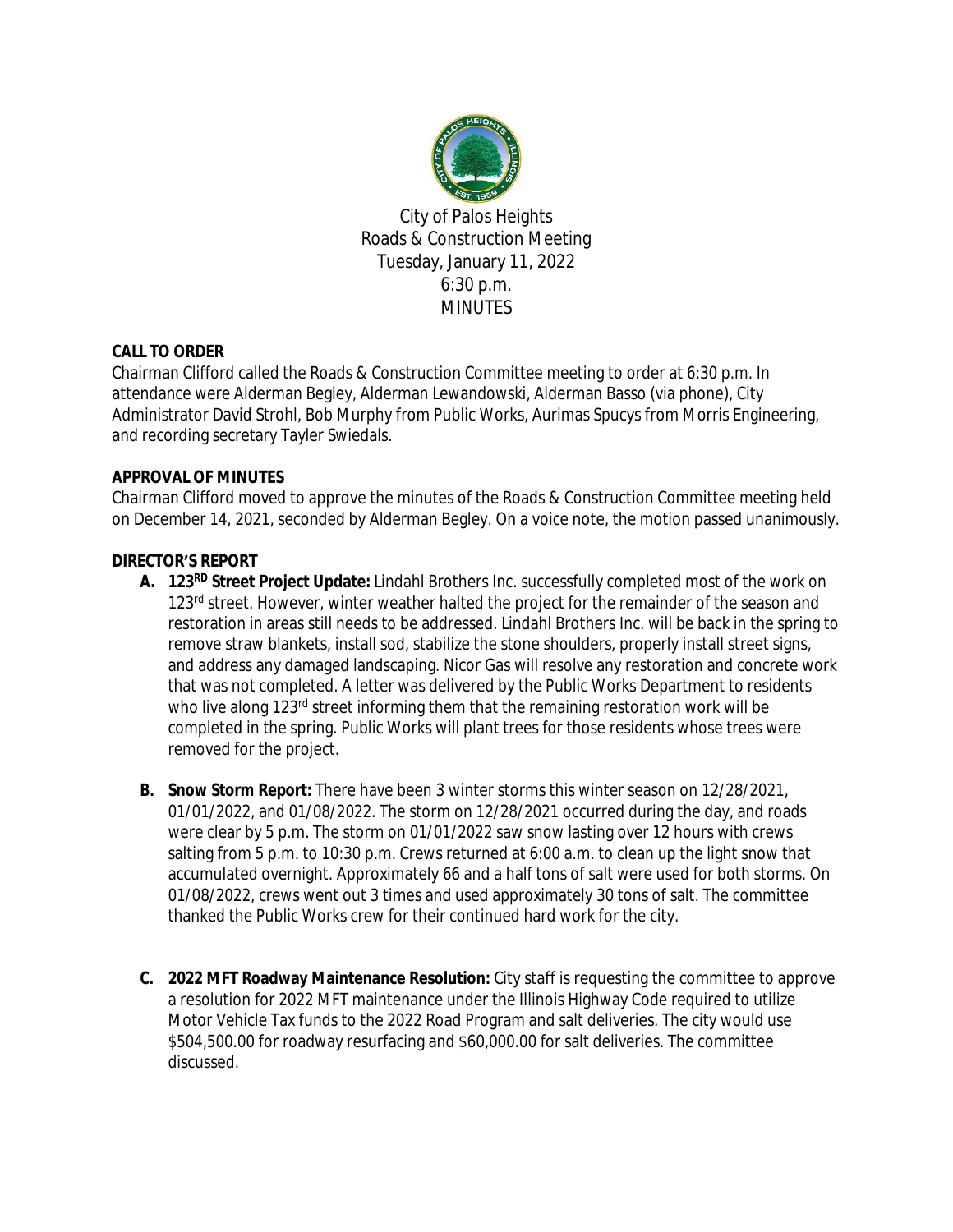City of Palos Heights
Roads & Construction Meeting
Tuesday, January 11, 2022
6:30 p.m.
MINUTES

**CALL TO ORDER**

Chairman Clifford called the Roads & Construction Committee meeting to order at 6:30 p.m. In attendance were Alderman Begley, Alderman Lewandowski, Alderman Basso (via phone), City Administrator David Strohl, Bob Murphy from Public Works, Aurimas Spucys from Morris Engineering, and recording secretary Tayler Swiedals.

**APPROVAL OF MINUTES**

Chairman Clifford moved to approve the minutes of the Roads & Construction Committee meeting held on December 14, 2021, seconded by Alderman Begley. On a voice note, the motion passed unanimously.

**DIRECTOR'S REPORT**

- **A. 123RD Street Project Update:** Lindahl Brothers Inc. successfully completed most of the work on 123rd street. However, winter weather halted the project for the remainder of the season and restoration in areas still needs to be addressed. Lindahl Brothers Inc. will be back in the spring to remove straw blankets, install sod, stabilize the stone shoulders, properly install street signs, and address any damaged landscaping. Nicor Gas will resolve any restoration and concrete work that was not completed. A letter was delivered by the Public Works Department to residents who live along 123rd street informing them that the remaining restoration work will be completed in the spring. Public Works will plant trees for those residents whose trees were removed for the project.

- **B. Snow Storm Report:** There have been 3 winter storms this winter season on 12/28/2021, 01/01/2022, and 01/08/2022. The storm on 12/28/2021 occurred during the day, and roads were clear by 5 p.m. The storm on 01/01/2022 saw snow lasting over 12 hours with crews salting from 5 p.m. to 10:30 p.m. Crews returned at 6:00 a.m. to clean up the light snow that accumulated overnight. Approximately 66 and a half tons of salt were used for both storms. On 01/08/2022, crews went out 3 times and used approximately 30 tons of salt. The committee thanked the Public Works crew for their continued hard work for the city.

- **C. 2022 MFT Roadway Maintenance Resolution:** City staff is requesting the committee to approve a resolution for 2022 MFT maintenance under the Illinois Highway Code required to utilize Motor Vehicle Tax funds to the 2022 Road Program and salt deliveries. The city would use $504,500.00 for roadway resurfacing and $60,000.00 for salt deliveries. The committee discussed.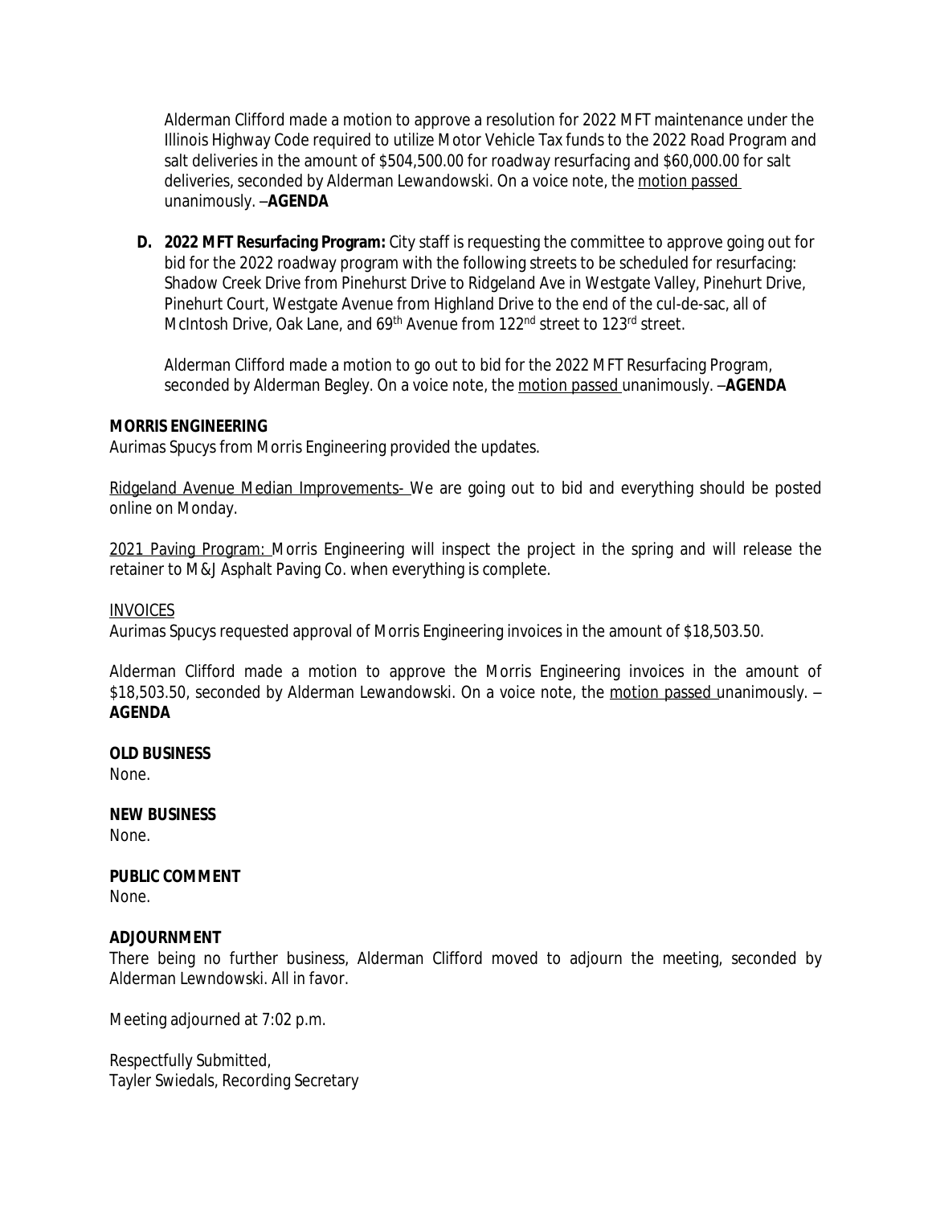Alderman Clifford made a motion to approve a resolution for 2022 MFT maintenance under the Illinois Highway Code required to utilize Motor Vehicle Tax funds to the 2022 Road Program and salt deliveries in the amount of $504,500.00 for roadway resurfacing and $60,000.00 for salt deliveries, seconded by Alderman Lewandowski. On a voice note, the motion passed unanimously. –**AGENDA**

**D. 2022 MFT Resurfacing Program:** City staff is requesting the committee to approve going out for bid for the 2022 roadway program with the following streets to be scheduled for resurfacing: Shadow Creek Drive from Pinehurst Drive to Ridgeland Ave in Westgate Valley, Pinehurt Drive, Pinehurt Court, Westgate Avenue from Highland Drive to the end of the cul-de-sac, all of McIntosh Drive, Oak Lane, and 69th Avenue from 122nd street to 123rd street.

Alderman Clifford made a motion to go out to bid for the 2022 MFT Resurfacing Program, seconded by Alderman Begley. On a voice note, the motion passed unanimously. –**AGENDA**

**MORRIS ENGINEERING**

Aurimas Spucys from Morris Engineering provided the updates.

Ridgeland Avenue Median Improvements- We are going out to bid and everything should be posted online on Monday.

2021 Paving Program: Morris Engineering will inspect the project in the spring and will release the retainer to M&J Asphalt Paving Co. when everything is complete.

INVOICES

Aurimas Spucys requested approval of Morris Engineering invoices in the amount of $18,503.50.

Alderman Clifford made a motion to approve the Morris Engineering invoices in the amount of $18,503.50, seconded by Alderman Lewandowski. On a voice note, the motion passed unanimously. – **AGENDA**

**OLD BUSINESS**

None.

**NEW BUSINESS**

None.

**PUBLIC COMMENT**

None.

**ADJOURNMENT**

There being no further business, Alderman Clifford moved to adjourn the meeting, seconded by Alderman Lewndowski. All in favor.

Meeting adjourned at 7:02 p.m.

Respectfully Submitted,
Tayler Swiedals, Recording Secretary